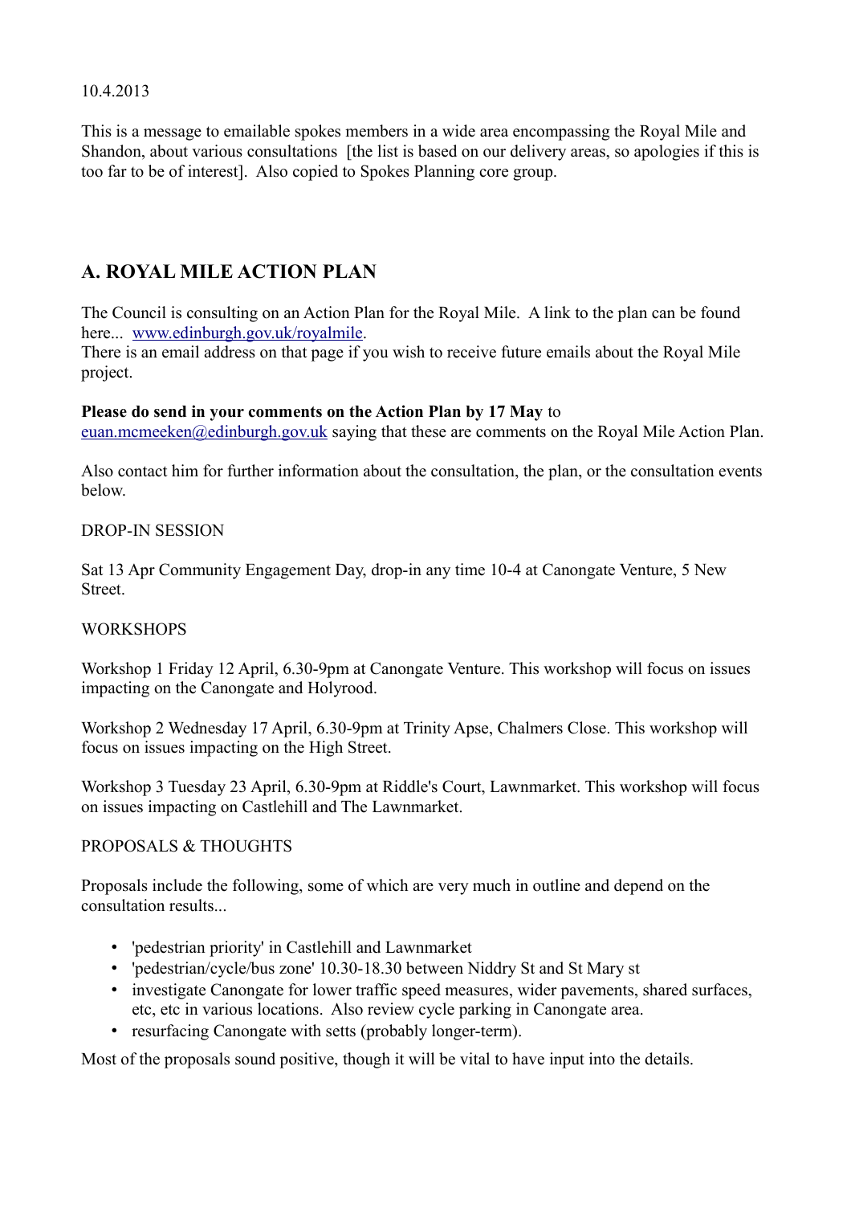10.4.2013

This is a message to emailable spokes members in a wide area encompassing the Royal Mile and Shandon, about various consultations [the list is based on our delivery areas, so apologies if this is too far to be of interest]. Also copied to Spokes Planning core group.

## A. ROYAL MILE ACTION PLAN

The Council is consulting on an Action Plan for the Royal Mile. A link to the plan can be found here... www.edinburgh.gov.uk/royalmile.
There is an email address on that page if you wish to receive future emails about the Royal Mile project.

**Please do send in your comments on the Action Plan by 17 May** to euan.mcmeeken@edinburgh.gov.uk saying that these are comments on the Royal Mile Action Plan.

Also contact him for further information about the consultation, the plan, or the consultation events below.

DROP-IN SESSION

Sat 13 Apr Community Engagement Day, drop-in any time 10-4 at Canongate Venture, 5 New Street.

WORKSHOPS

Workshop 1 Friday 12 April, 6.30-9pm at Canongate Venture. This workshop will focus on issues impacting on the Canongate and Holyrood.

Workshop 2 Wednesday 17 April, 6.30-9pm at Trinity Apse, Chalmers Close. This workshop will focus on issues impacting on the High Street.

Workshop 3 Tuesday 23 April, 6.30-9pm at Riddle's Court, Lawnmarket. This workshop will focus on issues impacting on Castlehill and The Lawnmarket.

PROPOSALS & THOUGHTS

Proposals include the following, some of which are very much in outline and depend on the consultation results...

- 'pedestrian priority' in Castlehill and Lawnmarket
- 'pedestrian/cycle/bus zone' 10.30-18.30 between Niddry St and St Mary st
- investigate Canongate for lower traffic speed measures, wider pavements, shared surfaces, etc, etc in various locations. Also review cycle parking in Canongate area.
- resurfacing Canongate with setts (probably longer-term).

Most of the proposals sound positive, though it will be vital to have input into the details.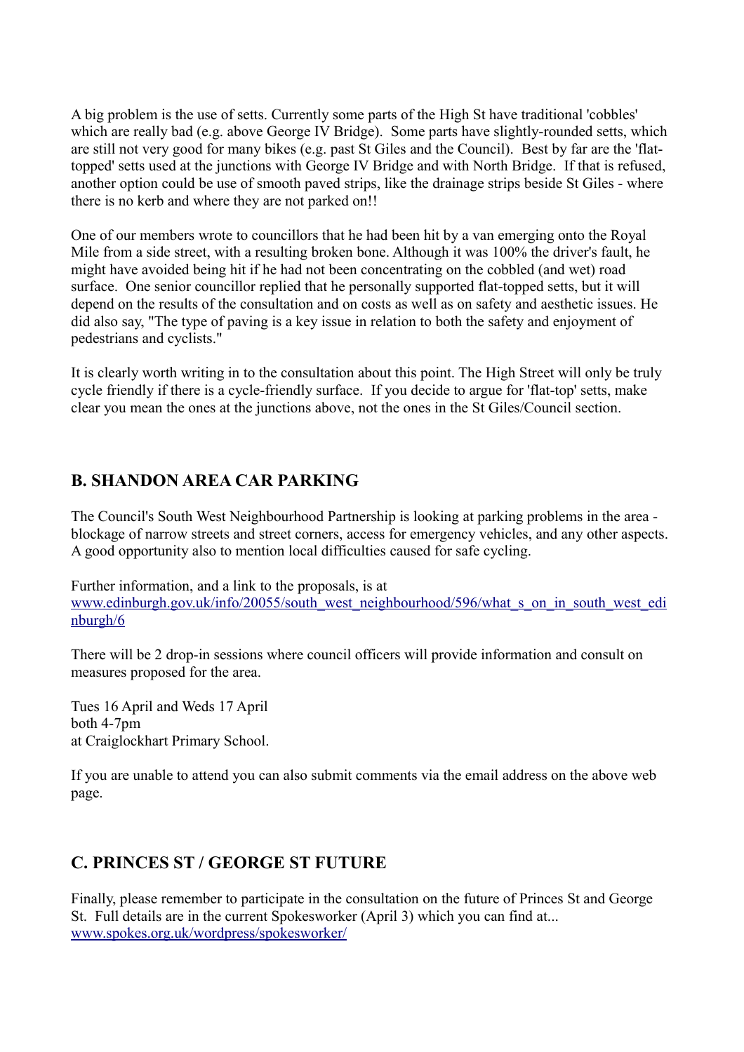A big problem is the use of setts. Currently some parts of the High St have traditional 'cobbles' which are really bad (e.g. above George IV Bridge). Some parts have slightly-rounded setts, which are still not very good for many bikes (e.g. past St Giles and the Council). Best by far are the 'flat-topped' setts used at the junctions with George IV Bridge and with North Bridge. If that is refused, another option could be use of smooth paved strips, like the drainage strips beside St Giles - where there is no kerb and where they are not parked on!!

One of our members wrote to councillors that he had been hit by a van emerging onto the Royal Mile from a side street, with a resulting broken bone. Although it was 100% the driver's fault, he might have avoided being hit if he had not been concentrating on the cobbled (and wet) road surface. One senior councillor replied that he personally supported flat-topped setts, but it will depend on the results of the consultation and on costs as well as on safety and aesthetic issues. He did also say, "The type of paving is a key issue in relation to both the safety and enjoyment of pedestrians and cyclists."

It is clearly worth writing in to the consultation about this point. The High Street will only be truly cycle friendly if there is a cycle-friendly surface. If you decide to argue for 'flat-top' setts, make clear you mean the ones at the junctions above, not the ones in the St Giles/Council section.

## B. SHANDON AREA CAR PARKING

The Council's South West Neighbourhood Partnership is looking at parking problems in the area - blockage of narrow streets and street corners, access for emergency vehicles, and any other aspects. A good opportunity also to mention local difficulties caused for safe cycling.

Further information, and a link to the proposals, is at
www.edinburgh.gov.uk/info/20055/south_west_neighbourhood/596/what_s_on_in_south_west_edinburgh/6

There will be 2 drop-in sessions where council officers will provide information and consult on measures proposed for the area.

Tues 16 April and Weds 17 April
both 4-7pm
at Craiglockhart Primary School.

If you are unable to attend you can also submit comments via the email address on the above web page.

## C. PRINCES ST / GEORGE ST FUTURE

Finally, please remember to participate in the consultation on the future of Princes St and George St. Full details are in the current Spokesworker (April 3) which you can find at...
www.spokes.org.uk/wordpress/spokesworker/